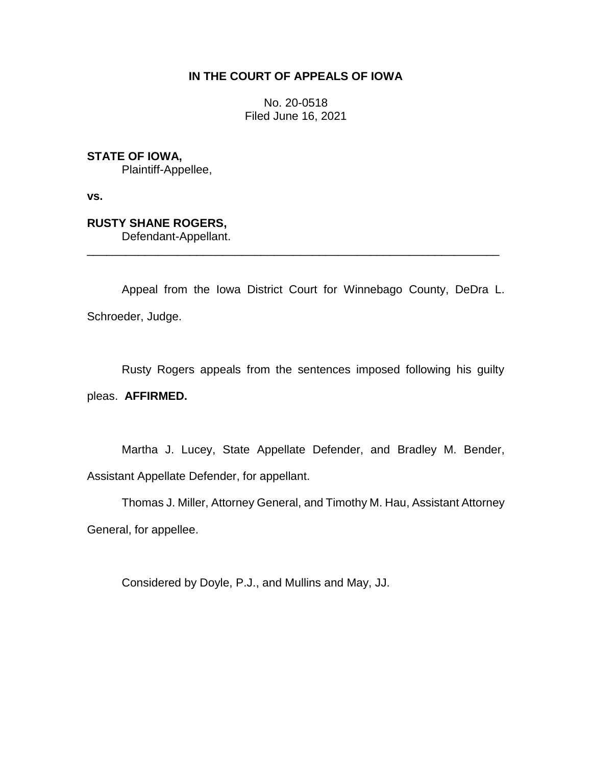# IN THE COURT OF APPEALS OF IOWA

No. 20-0518
Filed June 16, 2021

**STATE OF IOWA,**
Plaintiff-Appellee,

**vs.**

**RUSTY SHANE ROGERS,**
Defendant-Appellant.

---

Appeal from the Iowa District Court for Winnebago County, DeDra L. Schroeder, Judge.

Rusty Rogers appeals from the sentences imposed following his guilty pleas. **AFFIRMED.**

Martha J. Lucey, State Appellate Defender, and Bradley M. Bender, Assistant Appellate Defender, for appellant.

Thomas J. Miller, Attorney General, and Timothy M. Hau, Assistant Attorney General, for appellee.

Considered by Doyle, P.J., and Mullins and May, JJ.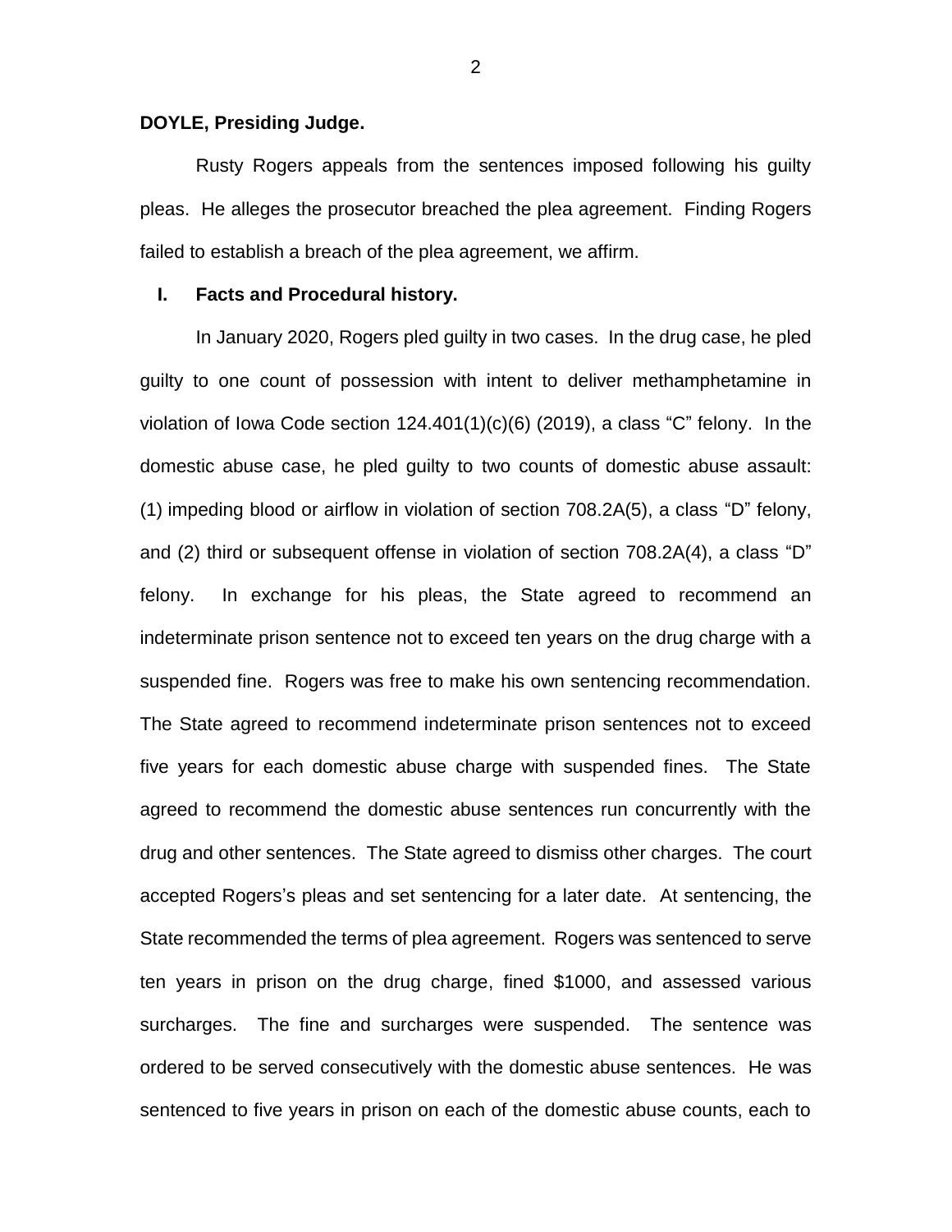**DOYLE, Presiding Judge.**

Rusty Rogers appeals from the sentences imposed following his guilty pleas. He alleges the prosecutor breached the plea agreement. Finding Rogers failed to establish a breach of the plea agreement, we affirm.

## I. Facts and Procedural history.

In January 2020, Rogers pled guilty in two cases. In the drug case, he pled guilty to one count of possession with intent to deliver methamphetamine in violation of Iowa Code section 124.401(1)(c)(6) (2019), a class "C" felony. In the domestic abuse case, he pled guilty to two counts of domestic abuse assault: (1) impeding blood or airflow in violation of section 708.2A(5), a class "D" felony, and (2) third or subsequent offense in violation of section 708.2A(4), a class "D" felony. In exchange for his pleas, the State agreed to recommend an indeterminate prison sentence not to exceed ten years on the drug charge with a suspended fine. Rogers was free to make his own sentencing recommendation. The State agreed to recommend indeterminate prison sentences not to exceed five years for each domestic abuse charge with suspended fines. The State agreed to recommend the domestic abuse sentences run concurrently with the drug and other sentences. The State agreed to dismiss other charges. The court accepted Rogers's pleas and set sentencing for a later date. At sentencing, the State recommended the terms of plea agreement. Rogers was sentenced to serve ten years in prison on the drug charge, fined $1000, and assessed various surcharges. The fine and surcharges were suspended. The sentence was ordered to be served consecutively with the domestic abuse sentences. He was sentenced to five years in prison on each of the domestic abuse counts, each to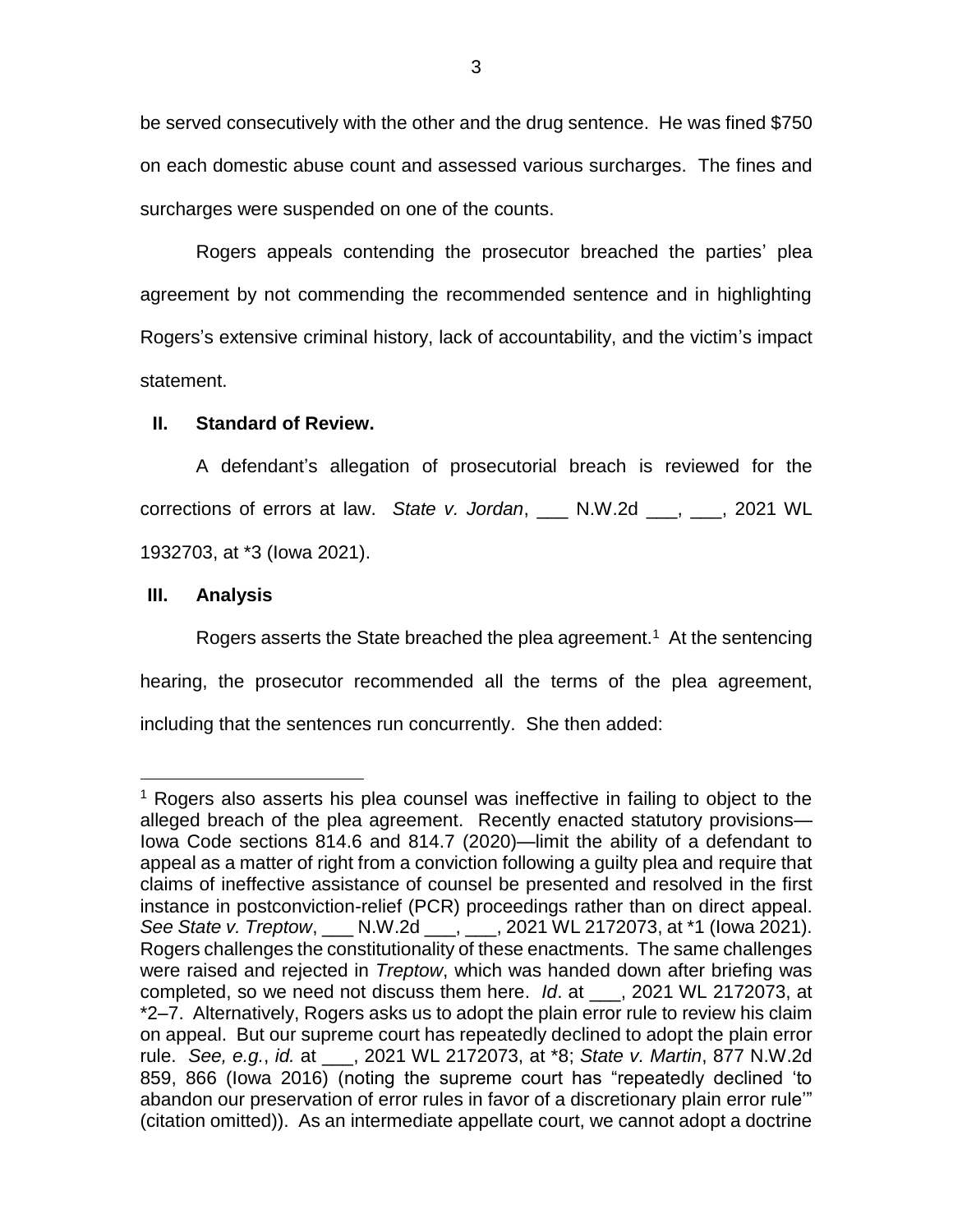be served consecutively with the other and the drug sentence. He was fined $750 on each domestic abuse count and assessed various surcharges. The fines and surcharges were suspended on one of the counts.

Rogers appeals contending the prosecutor breached the parties' plea agreement by not commending the recommended sentence and in highlighting Rogers's extensive criminal history, lack of accountability, and the victim's impact statement.

## II. Standard of Review.

A defendant's allegation of prosecutorial breach is reviewed for the corrections of errors at law. *State v. Jordan*, ___ N.W.2d ___, ___, 2021 WL 1932703, at *3 (Iowa 2021).

## III. Analysis

Rogers asserts the State breached the plea agreement.[1] At the sentencing hearing, the prosecutor recommended all the terms of the plea agreement, including that the sentences run concurrently. She then added:

---

[1] Rogers also asserts his plea counsel was ineffective in failing to object to the alleged breach of the plea agreement. Recently enacted statutory provisions—Iowa Code sections 814.6 and 814.7 (2020)—limit the ability of a defendant to appeal as a matter of right from a conviction following a guilty plea and require that claims of ineffective assistance of counsel be presented and resolved in the first instance in postconviction-relief (PCR) proceedings rather than on direct appeal. *See State v. Treptow*, ___ N.W.2d ___, ___, 2021 WL 2172073, at *1 (Iowa 2021). Rogers challenges the constitutionality of these enactments. The same challenges were raised and rejected in *Treptow*, which was handed down after briefing was completed, so we need not discuss them here. *Id*. at ___, 2021 WL 2172073, at *2–7. Alternatively, Rogers asks us to adopt the plain error rule to review his claim on appeal. But our supreme court has repeatedly declined to adopt the plain error rule. *See, e.g.*, *id.* at ___, 2021 WL 2172073, at *8; *State v. Martin*, 877 N.W.2d 859, 866 (Iowa 2016) (noting the supreme court has "repeatedly declined 'to abandon our preservation of error rules in favor of a discretionary plain error rule'" (citation omitted)). As an intermediate appellate court, we cannot adopt a doctrine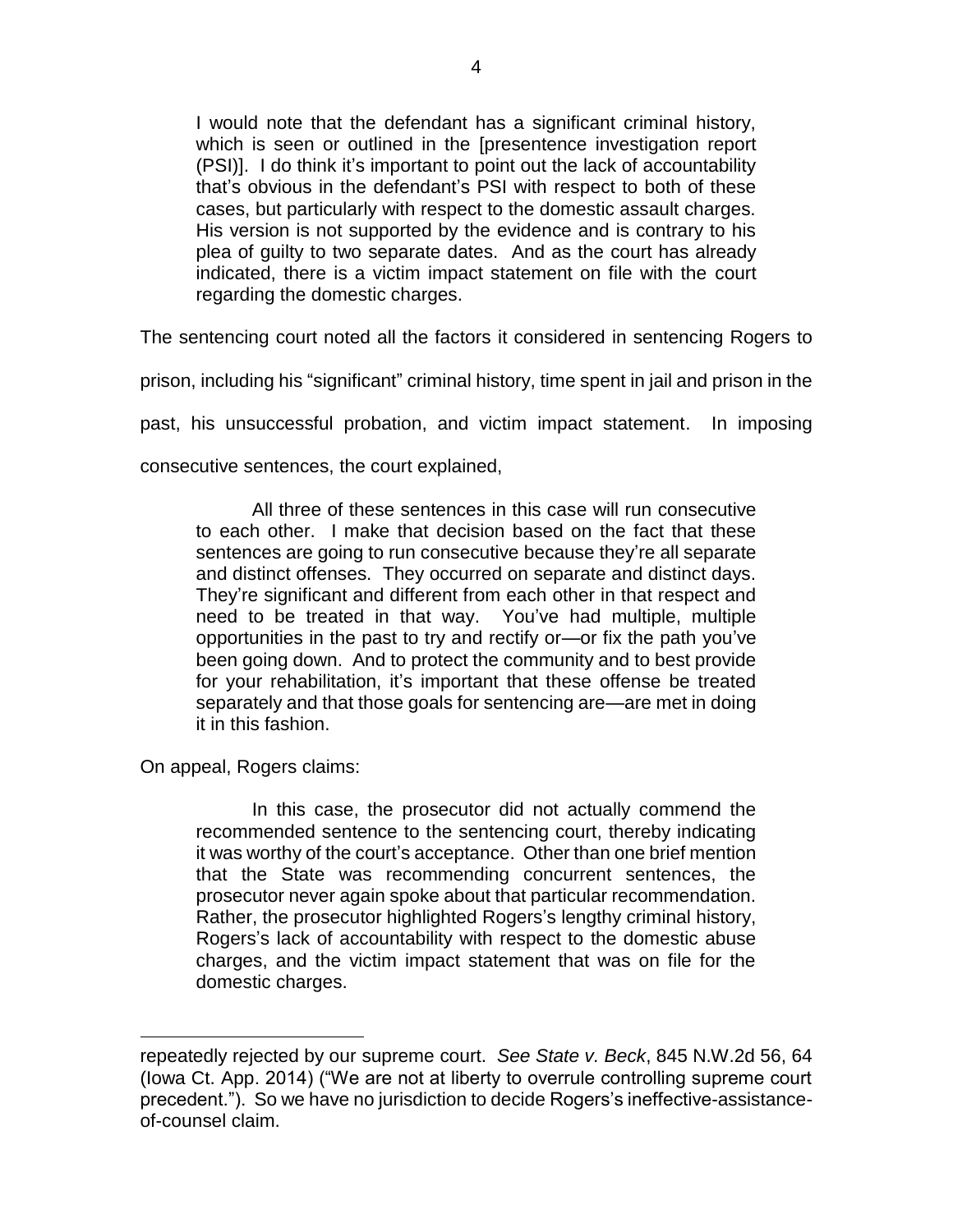> I would note that the defendant has a significant criminal history, which is seen or outlined in the [presentence investigation report (PSI)]. I do think it's important to point out the lack of accountability that's obvious in the defendant's PSI with respect to both of these cases, but particularly with respect to the domestic assault charges. His version is not supported by the evidence and is contrary to his plea of guilty to two separate dates. And as the court has already indicated, there is a victim impact statement on file with the court regarding the domestic charges.

The sentencing court noted all the factors it considered in sentencing Rogers to prison, including his "significant" criminal history, time spent in jail and prison in the past, his unsuccessful probation, and victim impact statement. In imposing consecutive sentences, the court explained,

> All three of these sentences in this case will run consecutive to each other. I make that decision based on the fact that these sentences are going to run consecutive because they're all separate and distinct offenses. They occurred on separate and distinct days. They're significant and different from each other in that respect and need to be treated in that way. You've had multiple, multiple opportunities in the past to try and rectify or—or fix the path you've been going down. And to protect the community and to best provide for your rehabilitation, it's important that these offense be treated separately and that those goals for sentencing are—are met in doing it in this fashion.

On appeal, Rogers claims:

> In this case, the prosecutor did not actually commend the recommended sentence to the sentencing court, thereby indicating it was worthy of the court's acceptance. Other than one brief mention that the State was recommending concurrent sentences, the prosecutor never again spoke about that particular recommendation. Rather, the prosecutor highlighted Rogers's lengthy criminal history, Rogers's lack of accountability with respect to the domestic abuse charges, and the victim impact statement that was on file for the domestic charges.

---

repeatedly rejected by our supreme court. *See State v. Beck*, 845 N.W.2d 56, 64 (Iowa Ct. App. 2014) ("We are not at liberty to overrule controlling supreme court precedent."). So we have no jurisdiction to decide Rogers's ineffective-assistance-of-counsel claim.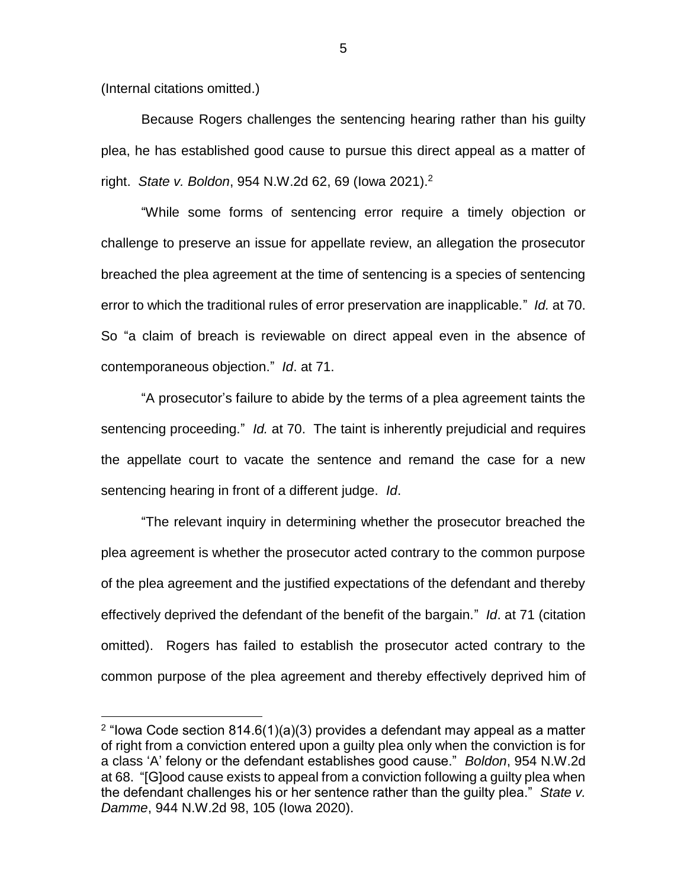(Internal citations omitted.)

Because Rogers challenges the sentencing hearing rather than his guilty plea, he has established good cause to pursue this direct appeal as a matter of right. *State v. Boldon*, 954 N.W.2d 62, 69 (Iowa 2021).[2]

"While some forms of sentencing error require a timely objection or challenge to preserve an issue for appellate review, an allegation the prosecutor breached the plea agreement at the time of sentencing is a species of sentencing error to which the traditional rules of error preservation are inapplicable." *Id.* at 70. So "a claim of breach is reviewable on direct appeal even in the absence of contemporaneous objection." *Id*. at 71.

"A prosecutor's failure to abide by the terms of a plea agreement taints the sentencing proceeding." *Id.* at 70. The taint is inherently prejudicial and requires the appellate court to vacate the sentence and remand the case for a new sentencing hearing in front of a different judge. *Id*.

"The relevant inquiry in determining whether the prosecutor breached the plea agreement is whether the prosecutor acted contrary to the common purpose of the plea agreement and the justified expectations of the defendant and thereby effectively deprived the defendant of the benefit of the bargain." *Id*. at 71 (citation omitted). Rogers has failed to establish the prosecutor acted contrary to the common purpose of the plea agreement and thereby effectively deprived him of

---

[2] "Iowa Code section 814.6(1)(a)(3) provides a defendant may appeal as a matter of right from a conviction entered upon a guilty plea only when the conviction is for a class 'A' felony or the defendant establishes good cause." *Boldon*, 954 N.W.2d at 68. "[G]ood cause exists to appeal from a conviction following a guilty plea when the defendant challenges his or her sentence rather than the guilty plea." *State v. Damme*, 944 N.W.2d 98, 105 (Iowa 2020).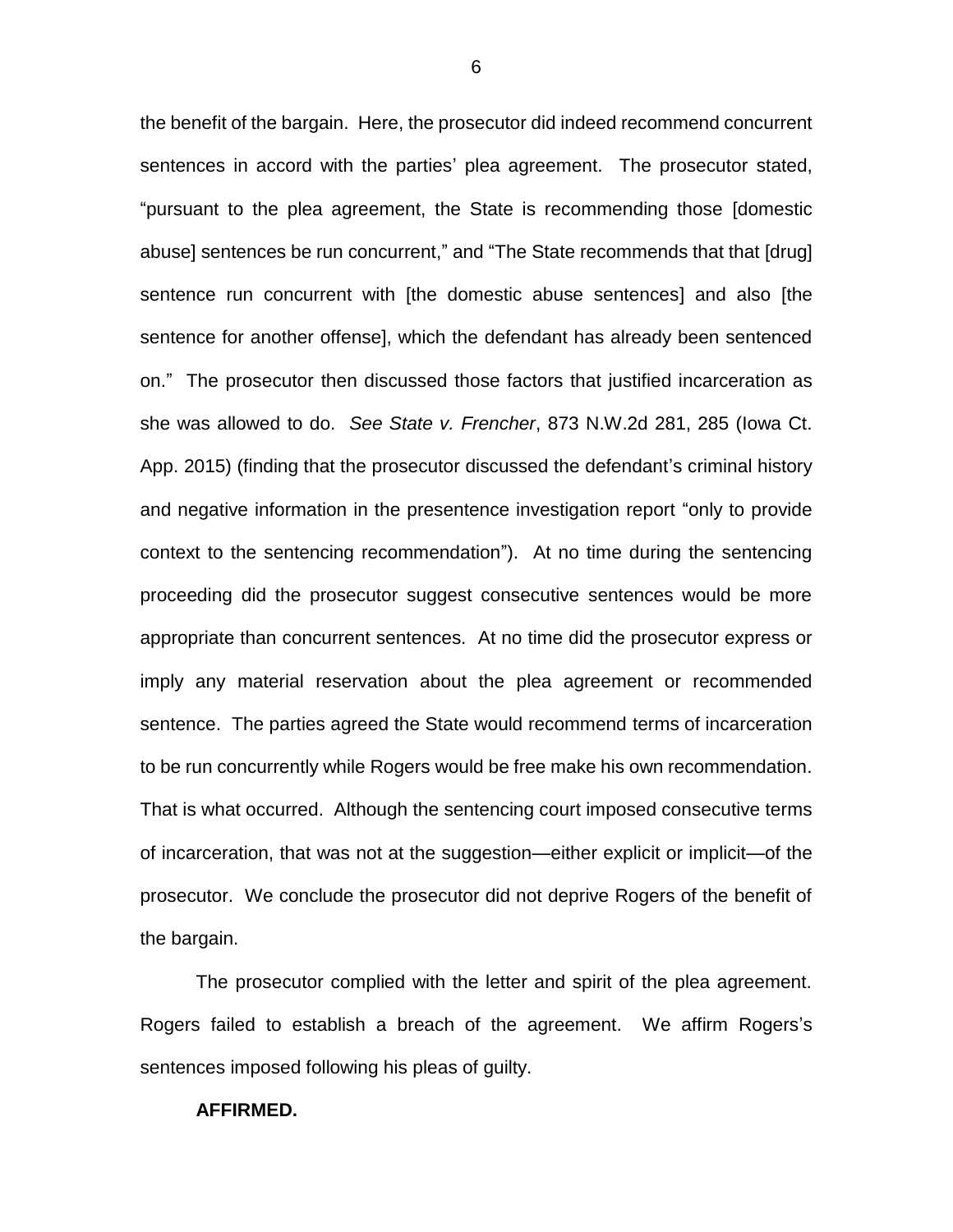the benefit of the bargain. Here, the prosecutor did indeed recommend concurrent sentences in accord with the parties' plea agreement. The prosecutor stated, "pursuant to the plea agreement, the State is recommending those [domestic abuse] sentences be run concurrent," and "The State recommends that that [drug] sentence run concurrent with [the domestic abuse sentences] and also [the sentence for another offense], which the defendant has already been sentenced on." The prosecutor then discussed those factors that justified incarceration as she was allowed to do. *See State v. Frencher*, 873 N.W.2d 281, 285 (Iowa Ct. App. 2015) (finding that the prosecutor discussed the defendant's criminal history and negative information in the presentence investigation report "only to provide context to the sentencing recommendation"). At no time during the sentencing proceeding did the prosecutor suggest consecutive sentences would be more appropriate than concurrent sentences. At no time did the prosecutor express or imply any material reservation about the plea agreement or recommended sentence. The parties agreed the State would recommend terms of incarceration to be run concurrently while Rogers would be free make his own recommendation. That is what occurred. Although the sentencing court imposed consecutive terms of incarceration, that was not at the suggestion—either explicit or implicit—of the prosecutor. We conclude the prosecutor did not deprive Rogers of the benefit of the bargain.

The prosecutor complied with the letter and spirit of the plea agreement. Rogers failed to establish a breach of the agreement. We affirm Rogers's sentences imposed following his pleas of guilty.

**AFFIRMED.**